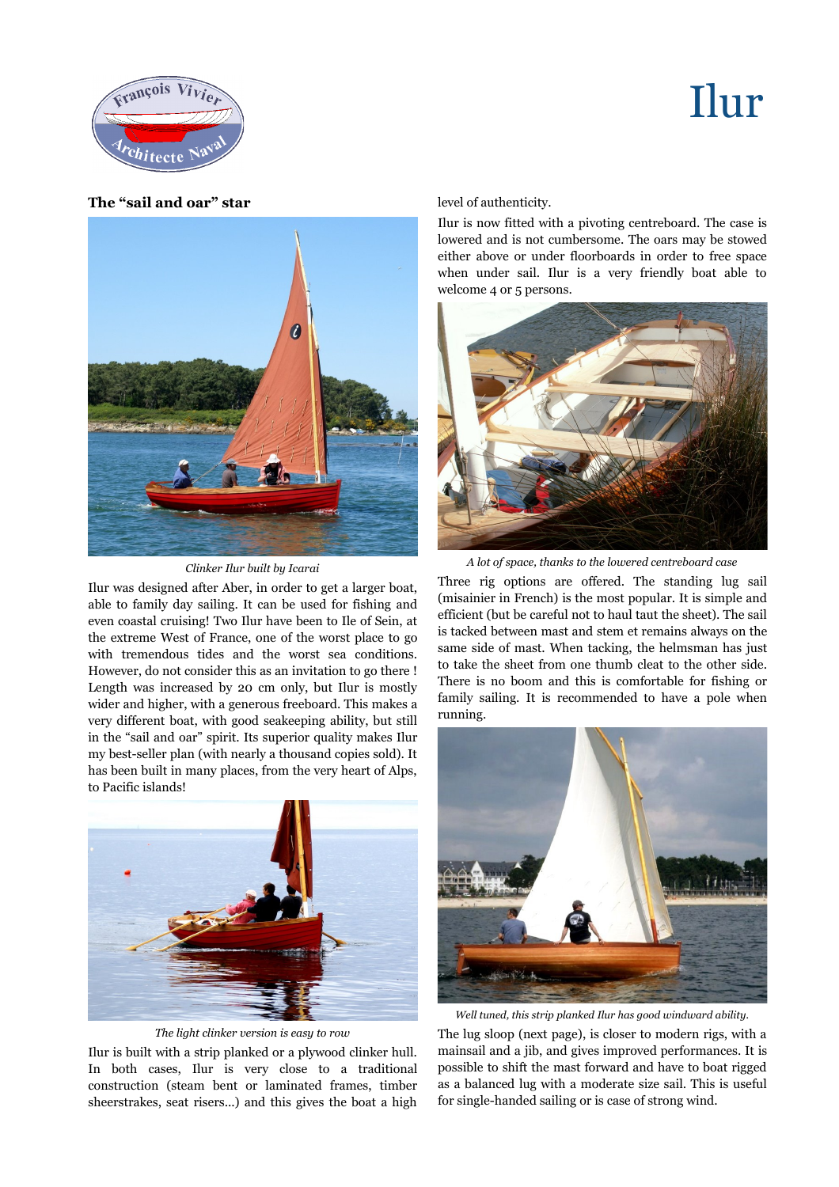# Ilur

## The "sail and oar" star

*Clinker Ilur built by Icarai*

Ilur was designed after Aber, in order to get a larger boat, able to family day sailing. It can be used for fishing and even coastal cruising! Two Ilur have been to Ile of Sein, at the extreme West of France, one of the worst place to go with tremendous tides and the worst sea conditions. However, do not consider this as an invitation to go there ! Length was increased by 20 cm only, but Ilur is mostly wider and higher, with a generous freeboard. This makes a very different boat, with good seakeeping ability, but still in the "sail and oar" spirit. Its superior quality makes Ilur my best-seller plan (with nearly a thousand copies sold). It has been built in many places, from the very heart of Alps, to Pacific islands!

*The light clinker version is easy to row*

Ilur is built with a strip planked or a plywood clinker hull. In both cases, Ilur is very close to a traditional construction (steam bent or laminated frames, timber sheerstrakes, seat risers...) and this gives the boat a high level of authenticity.

Ilur is now fitted with a pivoting centreboard. The case is lowered and is not cumbersome. The oars may be stowed either above or under floorboards in order to free space when under sail. Ilur is a very friendly boat able to welcome 4 or 5 persons.

*A lot of space, thanks to the lowered centreboard case*

Three rig options are offered. The standing lug sail (misainier in French) is the most popular. It is simple and efficient (but be careful not to haul taut the sheet). The sail is tacked between mast and stem et remains always on the same side of mast. When tacking, the helmsman has just to take the sheet from one thumb cleat to the other side. There is no boom and this is comfortable for fishing or family sailing. It is recommended to have a pole when running.

*Well tuned, this strip planked Ilur has good windward ability.*

The lug sloop (next page), is closer to modern rigs, with a mainsail and a jib, and gives improved performances. It is possible to shift the mast forward and have to boat rigged as a balanced lug with a moderate size sail. This is useful for single-handed sailing or is case of strong wind.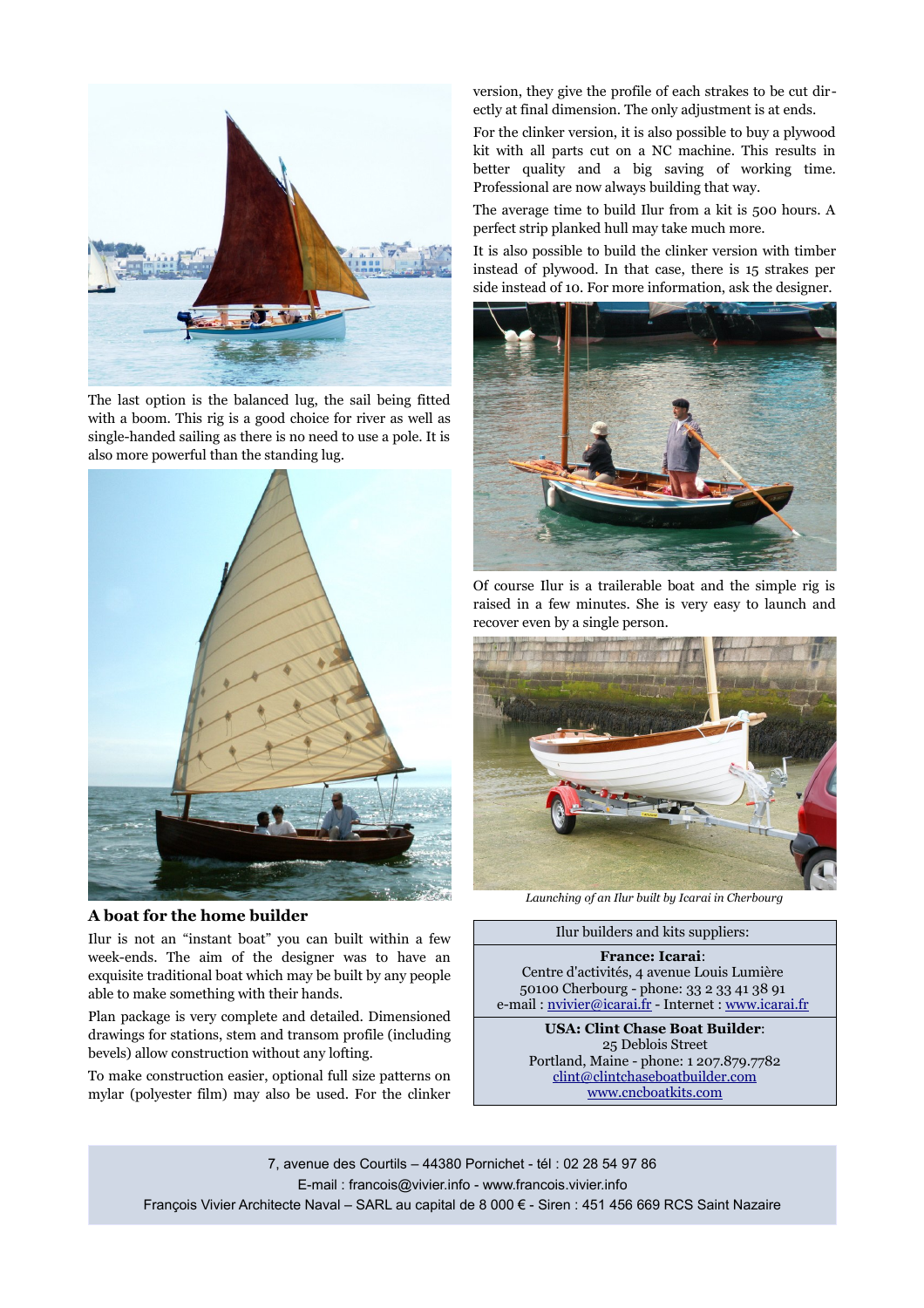The last option is the balanced lug, the sail being fitted with a boom. This rig is a good choice for river as well as single-handed sailing as there is no need to use a pole. It is also more powerful than the standing lug.

### A boat for the home builder

Ilur is not an “instant boat” you can built within a few week-ends. The aim of the designer was to have an exquisite traditional boat which may be built by any people able to make something with their hands.

Plan package is very complete and detailed. Dimensioned drawings for stations, stem and transom profile (including bevels) allow construction without any lofting.

To make construction easier, optional full size patterns on mylar (polyester film) may also be used. For the clinker version, they give the profile of each strakes to be cut directly at final dimension. The only adjustment is at ends.

For the clinker version, it is also possible to buy a plywood kit with all parts cut on a NC machine. This results in better quality and a big saving of working time. Professional are now always building that way.

The average time to build Ilur from a kit is 500 hours. A perfect strip planked hull may take much more.

It is also possible to build the clinker version with timber instead of plywood. In that case, there is 15 strakes per side instead of 10. For more information, ask the designer.

Of course Ilur is a trailerable boat and the simple rig is raised in a few minutes. She is very easy to launch and recover even by a single person.

*Launching of an Ilur built by Icarai in Cherbourg*

| Ilur builders and kits suppliers: |
|---|
| **France: Icarai**: Centre d'activités, 4 avenue Louis Lumière 50100 Cherbourg - phone: 33 2 33 41 38 91 e-mail : nvivier@icarai.fr - Internet : www.icarai.fr |
| **USA: Clint Chase Boat Builder**: 25 Deblois Street Portland, Maine - phone: 1 207.879.7782 clint@clintchaseboatbuilder.com www.cncboatkits.com |

7, avenue des Courtils – 44380 Pornichet - tél : 02 28 54 97 86
E-mail : francois@vivier.info - www.francois.vivier.info
François Vivier Architecte Naval – SARL au capital de 8 000 € - Siren : 451 456 669 RCS Saint Nazaire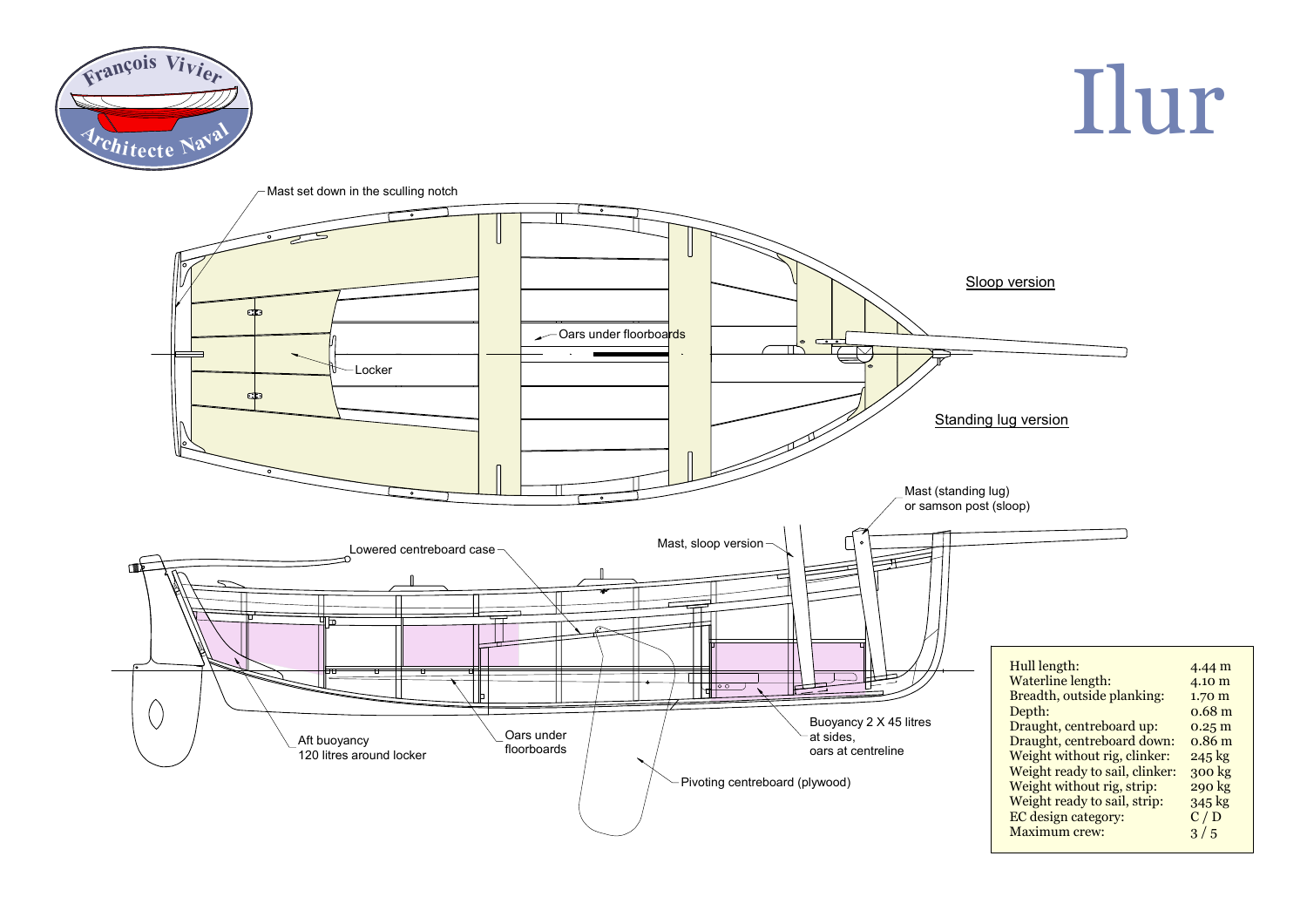# Ilur

François Vivier Architecte Naval

Mast set down in the sculling notch

Oars under floorboards

Locker

Sloop version

Standing lug version

Mast (standing lug) or samson post (sloop)

Lowered centreboard case

Mast, sloop version

Aft buoyancy 120 litres around locker

Oars under floorboards

Buoyancy 2 X 45 litres at sides, oars at centreline

Pivoting centreboard (plywood)

| | |
|---|---|
| Hull length: | 4.44 m |
| Waterline length: | 4.10 m |
| Breadth, outside planking: | 1.70 m |
| Depth: | 0.68 m |
| Draught, centreboard up: | 0.25 m |
| Draught, centreboard down: | 0.86 m |
| Weight without rig, clinker: | 245 kg |
| Weight ready to sail, clinker: | 300 kg |
| Weight without rig, strip: | 290 kg |
| Weight ready to sail, strip: | 345 kg |
| EC design category: | C / D |
| Maximum crew: | 3 / 5 |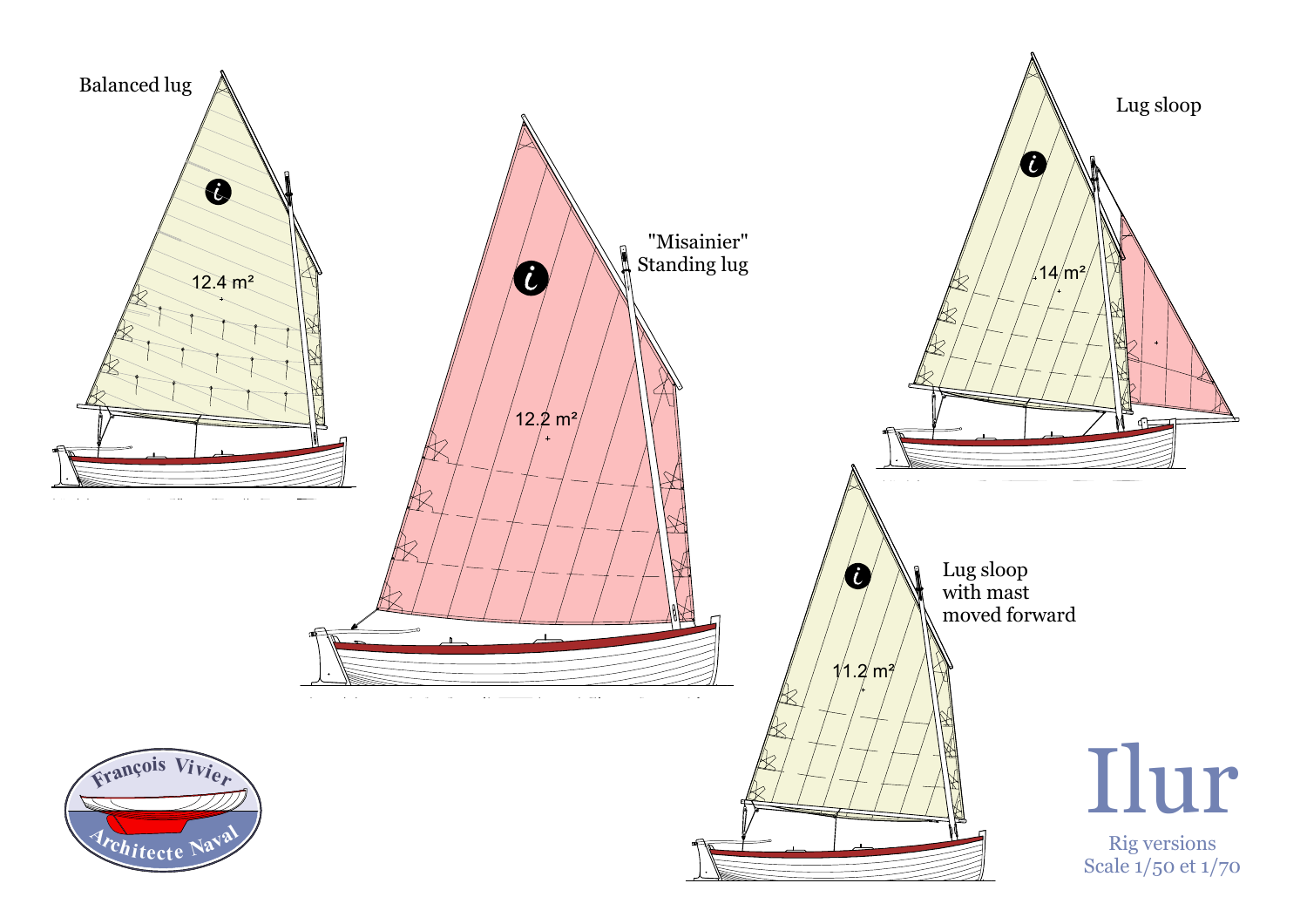Balanced lug

12.4 m²

"Misainier"
Standing lug

12.2 m²

Lug sloop

14 m²

Lug sloop
with mast
moved forward

11.2 m²

François Vivier
Architecte Naval

# Ilur

Rig versions
Scale 1/50 et 1/70